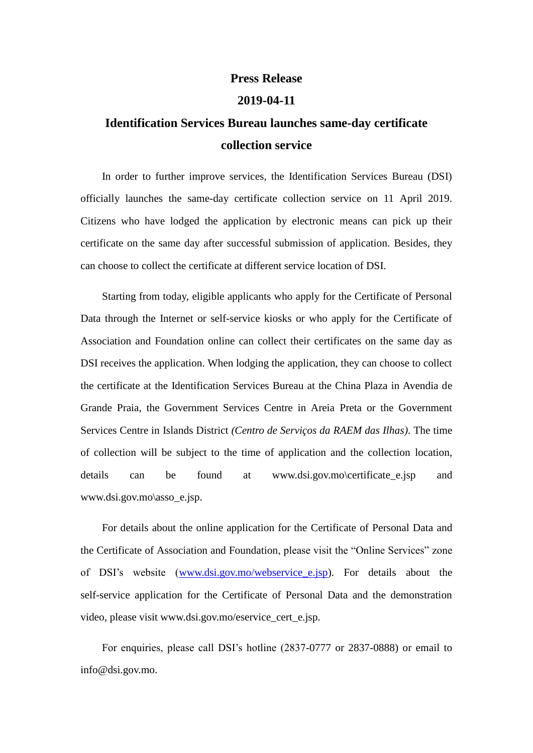**Press Release**

**2019-04-11**

# Identification Services Bureau launches same-day certificate collection service

In order to further improve services, the Identification Services Bureau (DSI) officially launches the same-day certificate collection service on 11 April 2019. Citizens who have lodged the application by electronic means can pick up their certificate on the same day after successful submission of application. Besides, they can choose to collect the certificate at different service location of DSI.

Starting from today, eligible applicants who apply for the Certificate of Personal Data through the Internet or self-service kiosks or who apply for the Certificate of Association and Foundation online can collect their certificates on the same day as DSI receives the application. When lodging the application, they can choose to collect the certificate at the Identification Services Bureau at the China Plaza in Avendia de Grande Praia, the Government Services Centre in Areia Preta or the Government Services Centre in Islands District *(Centro de Serviços da RAEM das Ilhas)*. The time of collection will be subject to the time of application and the collection location, details can be found at www.dsi.gov.mo\certificate_e.jsp and www.dsi.gov.mo\asso_e.jsp.

For details about the online application for the Certificate of Personal Data and the Certificate of Association and Foundation, please visit the "Online Services" zone of DSI's website (www.dsi.gov.mo/webservice_e.jsp). For details about the self-service application for the Certificate of Personal Data and the demonstration video, please visit www.dsi.gov.mo/eservice_cert_e.jsp.

For enquiries, please call DSI's hotline (2837-0777 or 2837-0888) or email to info@dsi.gov.mo.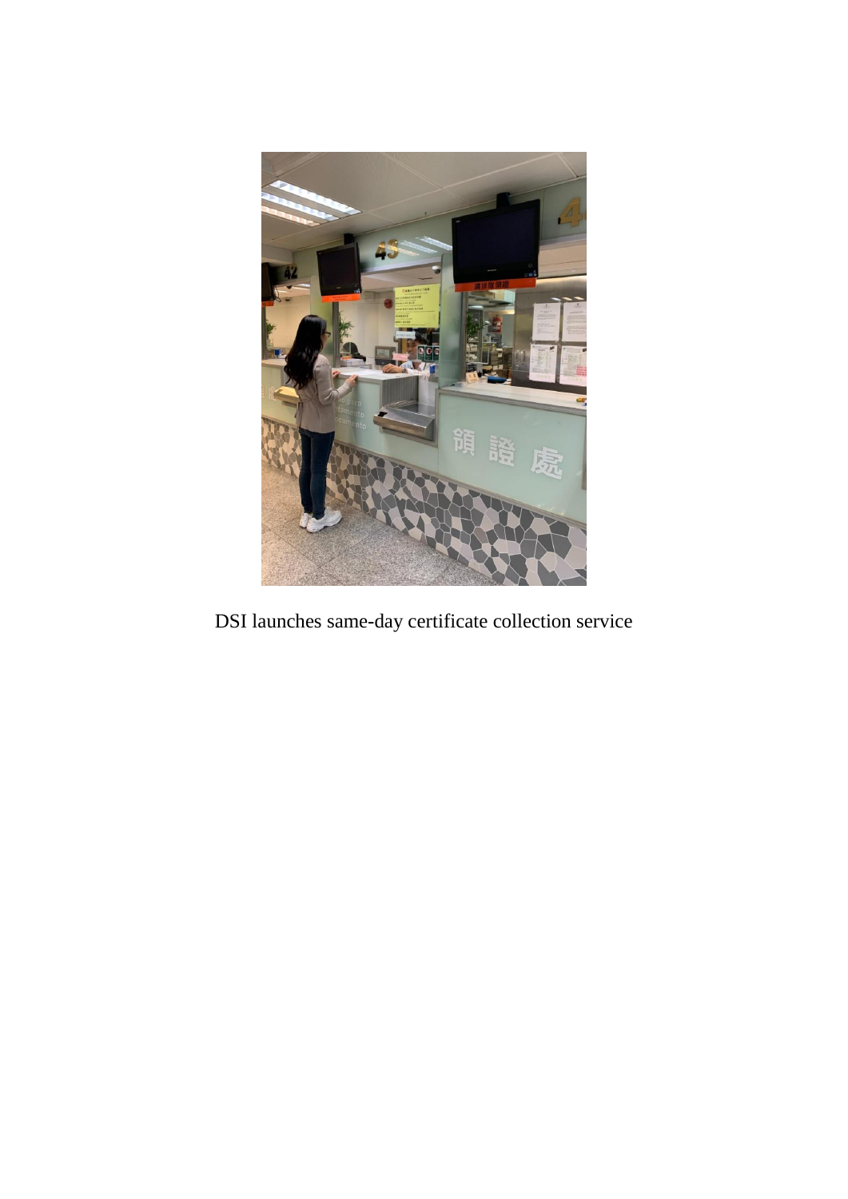DSI launches same-day certificate collection service